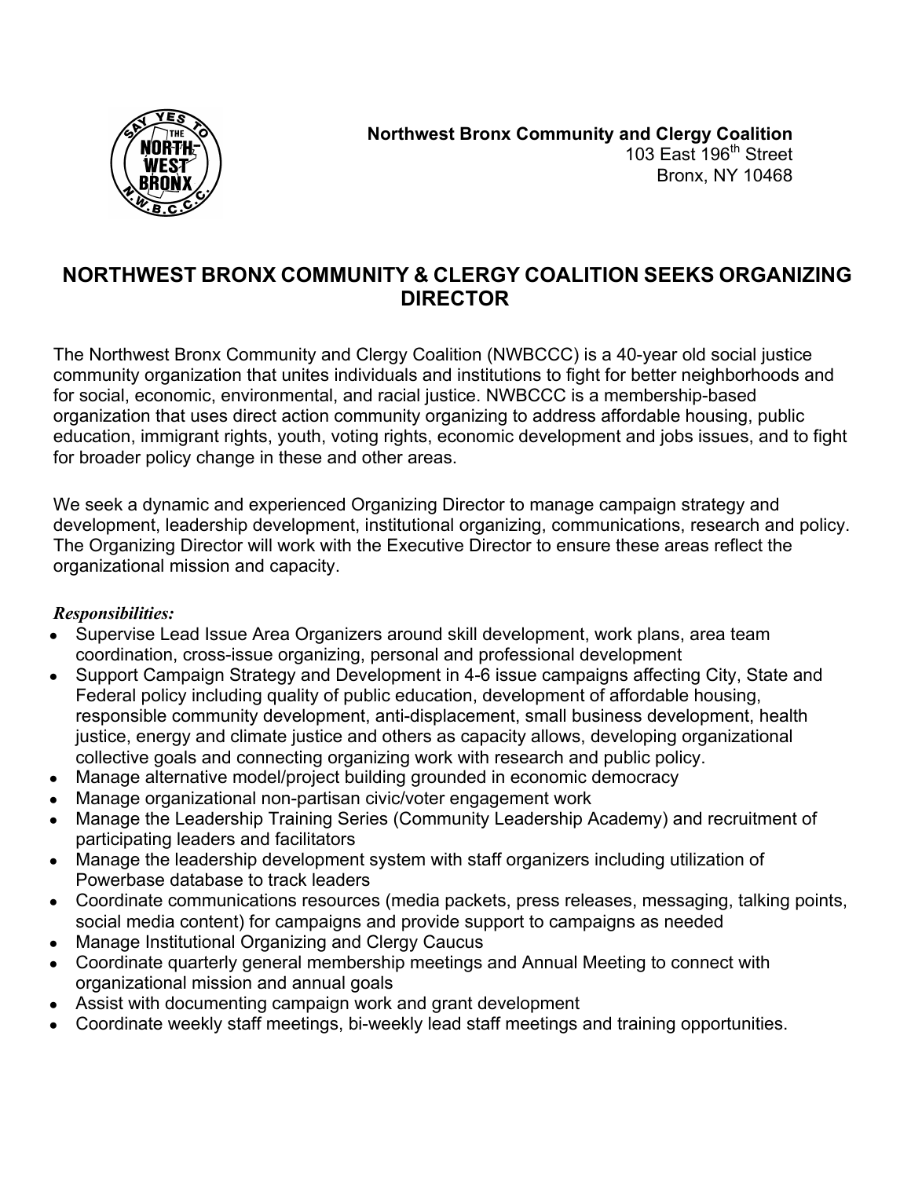**Northwest Bronx Community and Clergy Coalition**
103 East 196th Street
Bronx, NY 10468

# NORTHWEST BRONX COMMUNITY & CLERGY COALITION SEEKS ORGANIZING DIRECTOR

The Northwest Bronx Community and Clergy Coalition (NWBCCC) is a 40-year old social justice community organization that unites individuals and institutions to fight for better neighborhoods and for social, economic, environmental, and racial justice. NWBCCC is a membership-based organization that uses direct action community organizing to address affordable housing, public education, immigrant rights, youth, voting rights, economic development and jobs issues, and to fight for broader policy change in these and other areas.

We seek a dynamic and experienced Organizing Director to manage campaign strategy and development, leadership development, institutional organizing, communications, research and policy. The Organizing Director will work with the Executive Director to ensure these areas reflect the organizational mission and capacity.

***Responsibilities:***

- Supervise Lead Issue Area Organizers around skill development, work plans, area team coordination, cross-issue organizing, personal and professional development
- Support Campaign Strategy and Development in 4-6 issue campaigns affecting City, State and Federal policy including quality of public education, development of affordable housing, responsible community development, anti-displacement, small business development, health justice, energy and climate justice and others as capacity allows, developing organizational collective goals and connecting organizing work with research and public policy.
- Manage alternative model/project building grounded in economic democracy
- Manage organizational non-partisan civic/voter engagement work
- Manage the Leadership Training Series (Community Leadership Academy) and recruitment of participating leaders and facilitators
- Manage the leadership development system with staff organizers including utilization of Powerbase database to track leaders
- Coordinate communications resources (media packets, press releases, messaging, talking points, social media content) for campaigns and provide support to campaigns as needed
- Manage Institutional Organizing and Clergy Caucus
- Coordinate quarterly general membership meetings and Annual Meeting to connect with organizational mission and annual goals
- Assist with documenting campaign work and grant development
- Coordinate weekly staff meetings, bi-weekly lead staff meetings and training opportunities.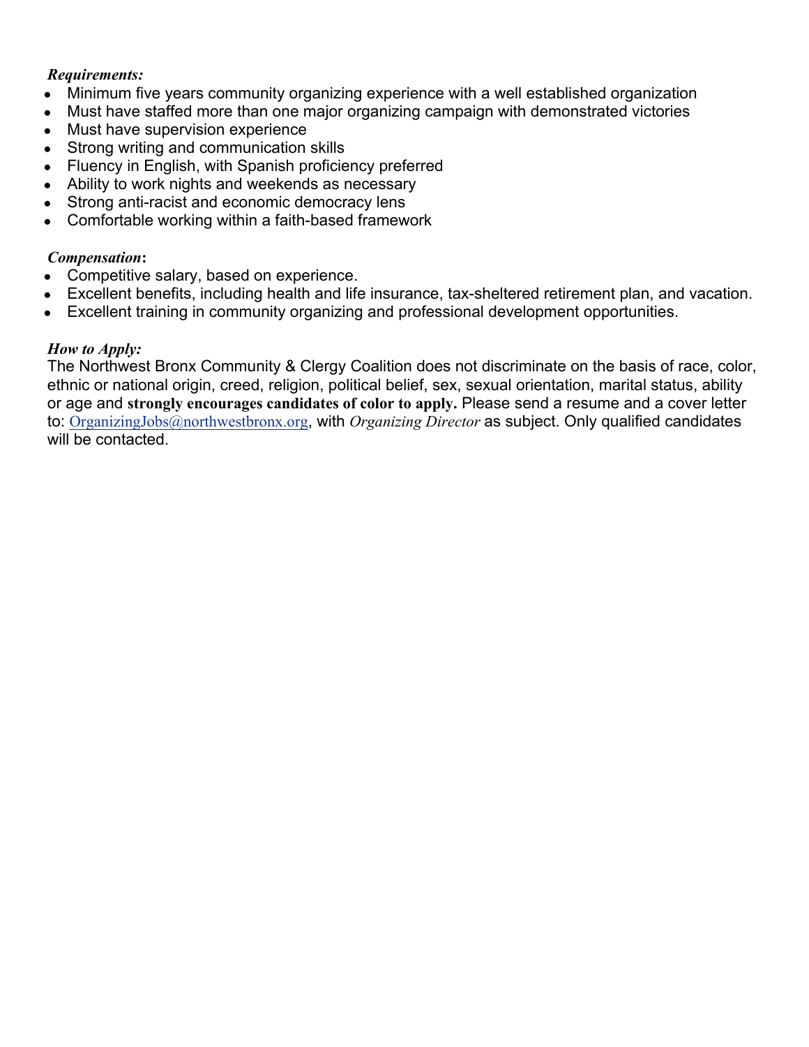***Requirements:***

- Minimum five years community organizing experience with a well established organization
- Must have staffed more than one major organizing campaign with demonstrated victories
- Must have supervision experience
- Strong writing and communication skills
- Fluency in English, with Spanish proficiency preferred
- Ability to work nights and weekends as necessary
- Strong anti-racist and economic democracy lens
- Comfortable working within a faith-based framework

***Compensation*:**

- Competitive salary, based on experience.
- Excellent benefits, including health and life insurance, tax-sheltered retirement plan, and vacation.
- Excellent training in community organizing and professional development opportunities.

***How to Apply:***

The Northwest Bronx Community & Clergy Coalition does not discriminate on the basis of race, color, ethnic or national origin, creed, religion, political belief, sex, sexual orientation, marital status, ability or age and **strongly encourages candidates of color to apply.** Please send a resume and a cover letter to: OrganizingJobs@northwestbronx.org, with *Organizing Director* as subject. Only qualified candidates will be contacted.